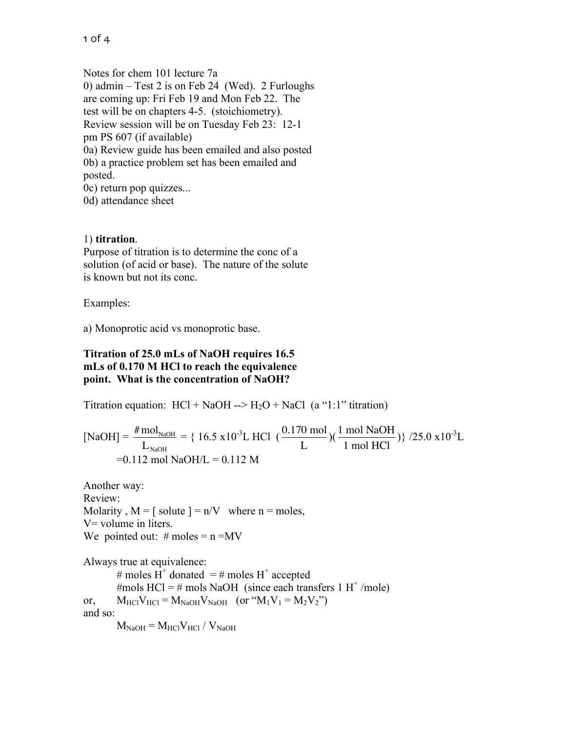Notes for chem 101 lecture 7a

0) admin – Test 2 is on Feb 24 (Wed). 2 Furloughs are coming up: Fri Feb 19 and Mon Feb 22. The test will be on chapters 4-5. (stoichiometry). Review session will be on Tuesday Feb 23: 12-1 pm PS 607 (if available)

0a) Review guide has been emailed and also posted

0b) a practice problem set has been emailed and posted.

0c) return pop quizzes...

0d) attendance sheet

1) **titration**.

Purpose of titration is to determine the conc of a solution (of acid or base). The nature of the solute is known but not its conc.

Examples:

a) Monoprotic acid vs monoprotic base.

**Titration of 25.0 mLs of NaOH requires 16.5 mLs of 0.170 M HCl to reach the equivalence point. What is the concentration of NaOH?**

Titration equation: $HCl + NaOH \rightarrow H_2O + NaCl$ (a "1:1" titration)

$$[NaOH] = \frac{\#\,mol_{NaOH}}{L_{NaOH}} = \{\, 16.5 \times 10^{-3} L \; HCl \; \left(\frac{0.170 \text{ mol}}{L}\right)\left(\frac{1 \text{ mol NaOH}}{1 \text{ mol HCl}}\right)\} \,/ 25.0 \times 10^{-3} L$$

$= 0.112$ mol NaOH/L $= 0.112$ M

Another way:

Review:

Molarity, $M = [\text{ solute }] = n/V$ where $n$ = moles, $V$ = volume in liters.

We pointed out: # moles $= n = MV$

Always true at equivalence:

\# moles $H^+$ donated = # moles $H^+$ accepted

\#mols HCl = # mols NaOH (since each transfers 1 $H^+$ /mole)

or, $M_{HCl}V_{HCl} = M_{NaOH}V_{NaOH}$ (or "$M_1V_1 = M_2V_2$")

and so:

$M_{NaOH} = M_{HCl}V_{HCl} / V_{NaOH}$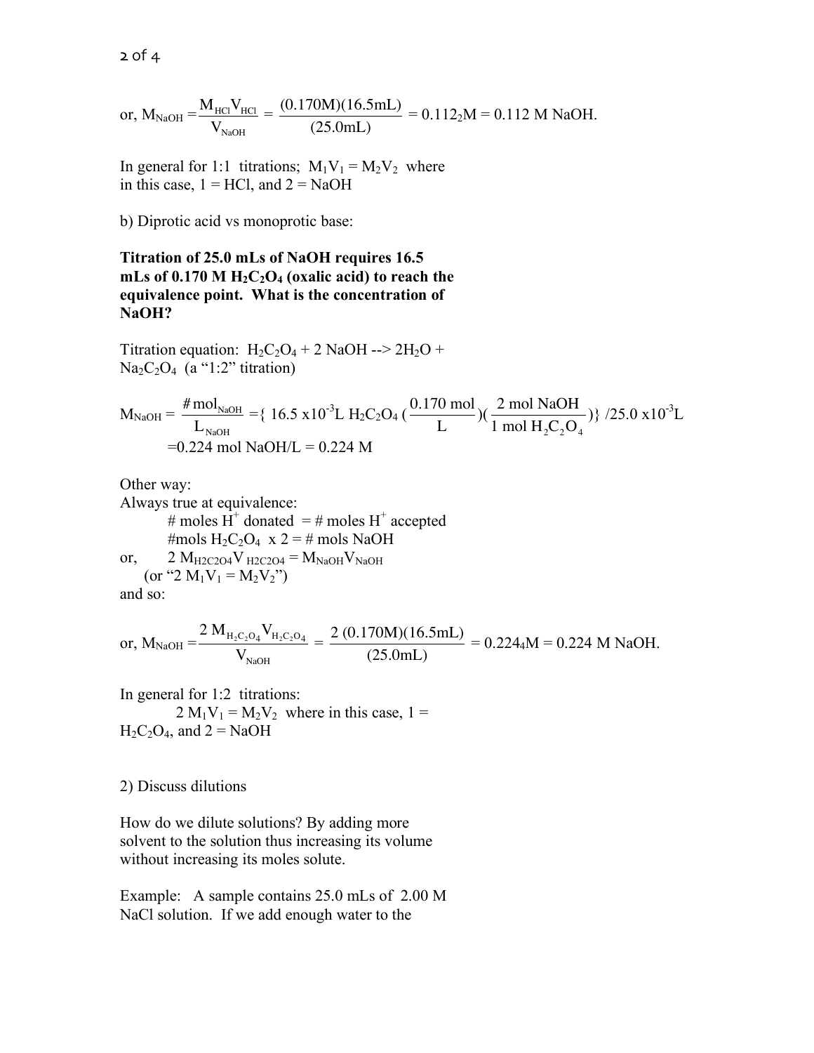or, $M_{NaOH} = \dfrac{M_{HCl}V_{HCl}}{V_{NaOH}} = \dfrac{(0.170M)(16.5mL)}{(25.0mL)} = 0.112_2M = 0.112$ M NaOH.

In general for 1:1 titrations; $M_1V_1 = M_2V_2$ where in this case, 1 = HCl, and 2 = NaOH

b) Diprotic acid vs monoprotic base:

**Titration of 25.0 mLs of NaOH requires 16.5 mLs of 0.170 M $H_2C_2O_4$ (oxalic acid) to reach the equivalence point. What is the concentration of NaOH?**

Titration equation: $H_2C_2O_4 + 2\ NaOH \rightarrow 2H_2O + Na_2C_2O_4$ (a "1:2" titration)

$$M_{NaOH} = \frac{\#\,mol_{NaOH}}{L_{NaOH}} = \{\ 16.5 \times 10^{-3} L\ H_2C_2O_4 \left(\frac{0.170\ mol}{L}\right)\left(\frac{2\ mol\ NaOH}{1\ mol\ H_2C_2O_4}\right)\}\ /25.0 \times 10^{-3} L$$

$= 0.224$ mol NaOH/L = 0.224 M

Other way:
Always true at equivalence:

\# moles $H^+$ donated = # moles $H^+$ accepted

\#mols $H_2C_2O_4 \times 2$ = # mols NaOH

or, $2\ M_{H2C2O4}V_{H2C2O4} = M_{NaOH}V_{NaOH}$

(or "$2\ M_1V_1 = M_2V_2$")

and so:

$$\text{or, } M_{NaOH} = \frac{2\ M_{H_2C_2O_4}V_{H_2C_2O_4}}{V_{NaOH}} = \frac{2\ (0.170M)(16.5mL)}{(25.0mL)} = 0.224_4M = 0.224\ M\ NaOH.$$

In general for 1:2 titrations:

$2\ M_1V_1 = M_2V_2$ where in this case, 1 = $H_2C_2O_4$, and 2 = NaOH

2) Discuss dilutions

How do we dilute solutions? By adding more solvent to the solution thus increasing its volume without increasing its moles solute.

Example: A sample contains 25.0 mLs of 2.00 M NaCl solution. If we add enough water to the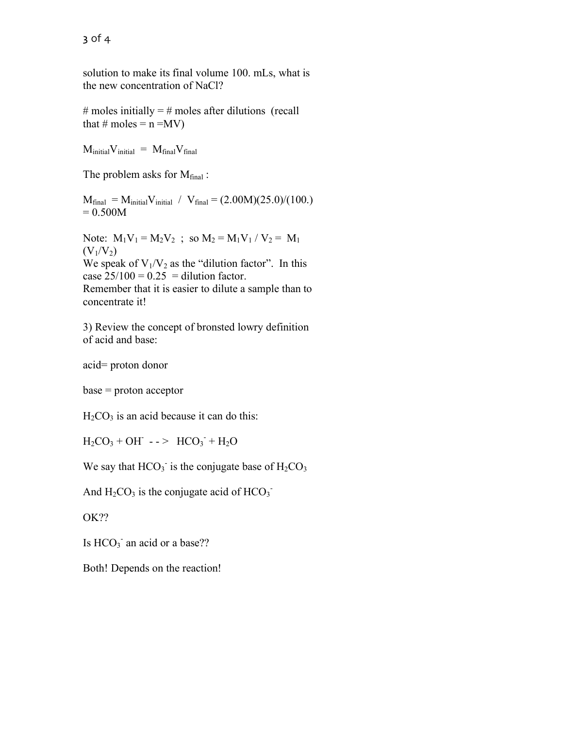solution to make its final volume 100. mLs, what is the new concentration of NaCl?

# moles initially = # moles after dilutions (recall that # moles = n =MV)

$M_{initial}V_{initial} = M_{final}V_{final}$

The problem asks for $M_{final}$ :

$M_{final} = M_{initial}V_{initial} / V_{final}$ = (2.00M)(25.0)/(100.) = 0.500M

Note: $M_1V_1 = M_2V_2$ ; so $M_2 = M_1V_1 / V_2 = M_1 (V_1/V_2)$
We speak of $V_1/V_2$ as the "dilution factor". In this case 25/100 = 0.25 = dilution factor.
Remember that it is easier to dilute a sample than to concentrate it!

3) Review the concept of bronsted lowry definition of acid and base:

acid= proton donor

base = proton acceptor

$H_2CO_3$ is an acid because it can do this:

$H_2CO_3 + OH^- \text{ - - > } HCO_3^- + H_2O$

We say that $HCO_3^-$ is the conjugate base of $H_2CO_3$

And $H_2CO_3$ is the conjugate acid of $HCO_3^-$

OK??

Is $HCO_3^-$ an acid or a base??

Both! Depends on the reaction!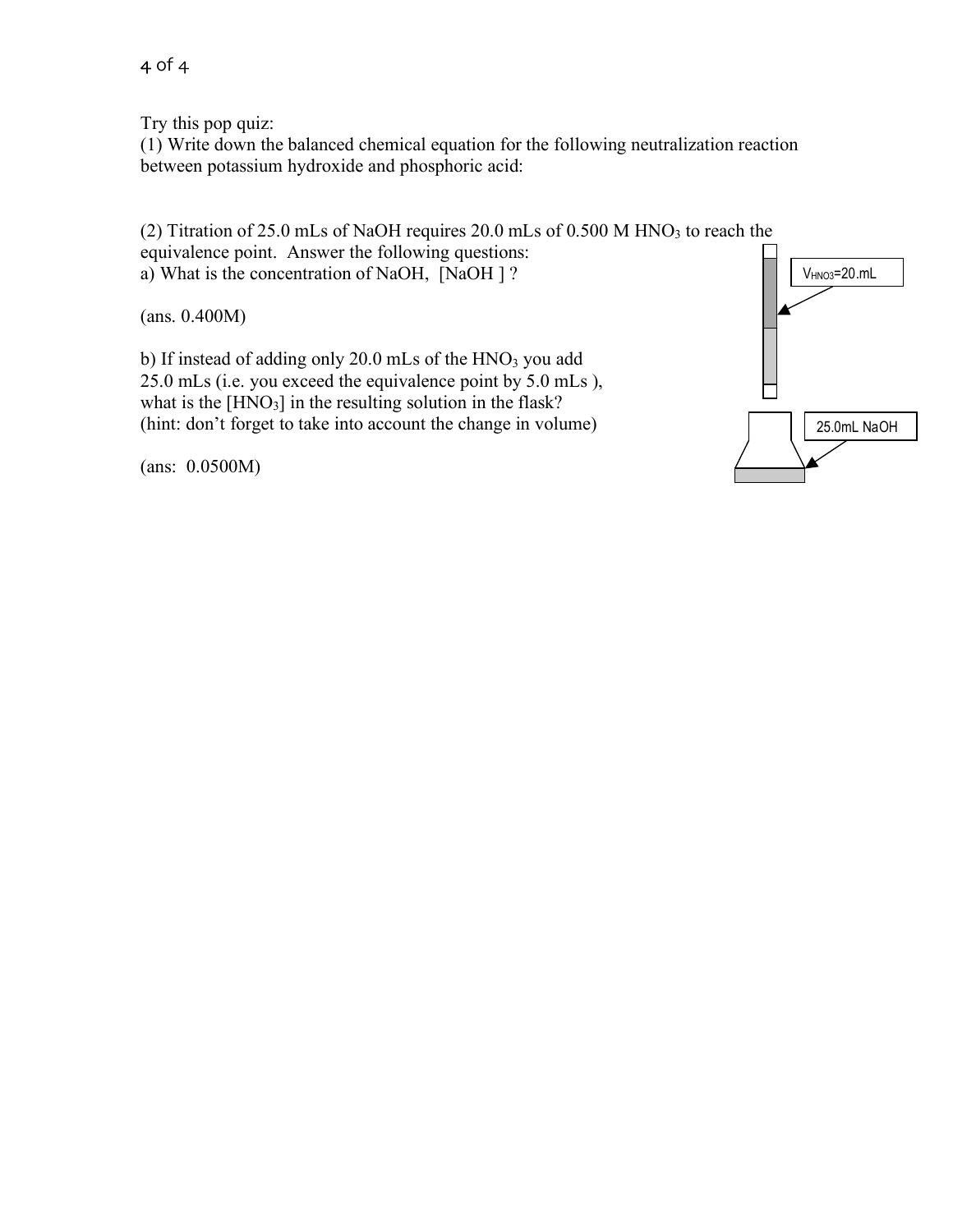Try this pop quiz:

(1) Write down the balanced chemical equation for the following neutralization reaction between potassium hydroxide and phosphoric acid:

(2) Titration of 25.0 mLs of NaOH requires 20.0 mLs of 0.500 M $HNO_3$ to reach the equivalence point. Answer the following questions:

a) What is the concentration of NaOH, [NaOH ] ?

(ans. 0.400M)

b) If instead of adding only 20.0 mLs of the $HNO_3$ you add 25.0 mLs (i.e. you exceed the equivalence point by 5.0 mLs ), what is the [$HNO_3$] in the resulting solution in the flask? (hint: don't forget to take into account the change in volume)

(ans: 0.0500M)

$V_{HNO3}$=20.mL

25.0mL NaOH